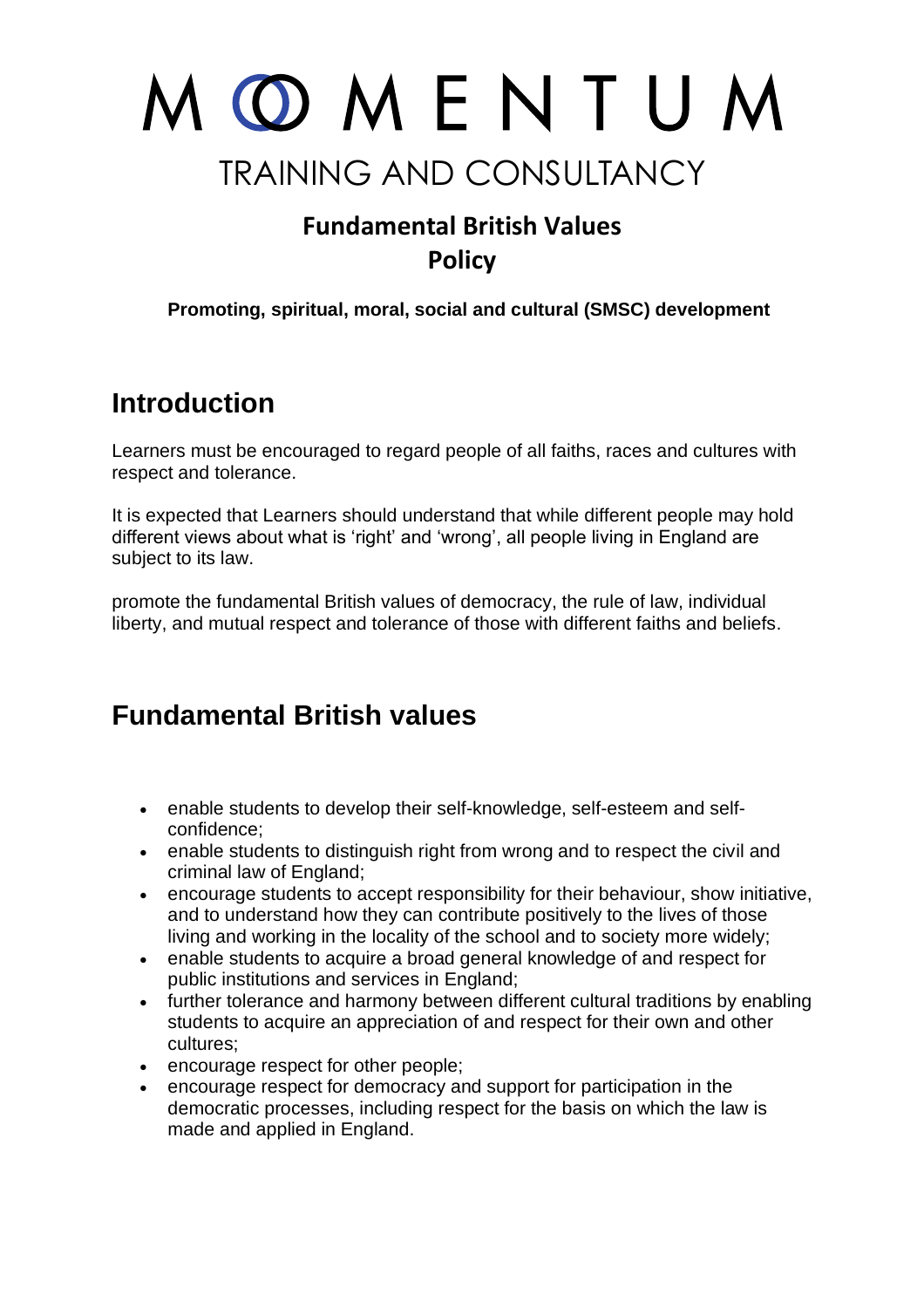# MOMENTUM

TRAINING AND CONSULTANCY

## Fundamental British Values Policy

**Promoting, spiritual, moral, social and cultural (SMSC) development**

## Introduction

Learners must be encouraged to regard people of all faiths, races and cultures with respect and tolerance.

It is expected that Learners should understand that while different people may hold different views about what is 'right' and 'wrong', all people living in England are subject to its law.

promote the fundamental British values of democracy, the rule of law, individual liberty, and mutual respect and tolerance of those with different faiths and beliefs.

## Fundamental British values

- enable students to develop their self-knowledge, self-esteem and self-confidence;
- enable students to distinguish right from wrong and to respect the civil and criminal law of England;
- encourage students to accept responsibility for their behaviour, show initiative, and to understand how they can contribute positively to the lives of those living and working in the locality of the school and to society more widely;
- enable students to acquire a broad general knowledge of and respect for public institutions and services in England;
- further tolerance and harmony between different cultural traditions by enabling students to acquire an appreciation of and respect for their own and other cultures;
- encourage respect for other people;
- encourage respect for democracy and support for participation in the democratic processes, including respect for the basis on which the law is made and applied in England.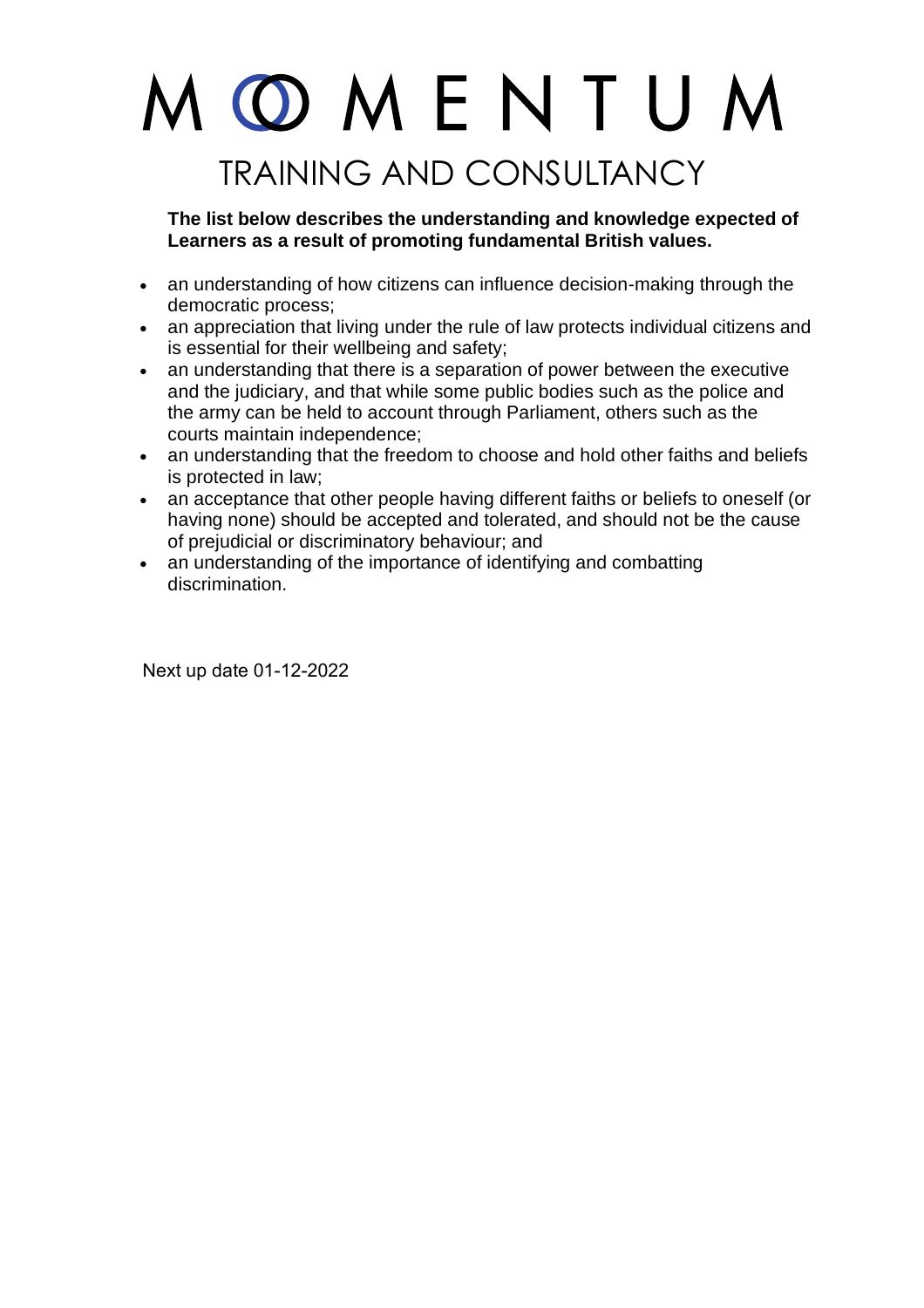# MOMENTUM

## TRAINING AND CONSULTANCY

**The list below describes the understanding and knowledge expected of Learners as a result of promoting fundamental British values.**

- an understanding of how citizens can influence decision-making through the democratic process;
- an appreciation that living under the rule of law protects individual citizens and is essential for their wellbeing and safety;
- an understanding that there is a separation of power between the executive and the judiciary, and that while some public bodies such as the police and the army can be held to account through Parliament, others such as the courts maintain independence;
- an understanding that the freedom to choose and hold other faiths and beliefs is protected in law;
- an acceptance that other people having different faiths or beliefs to oneself (or having none) should be accepted and tolerated, and should not be the cause of prejudicial or discriminatory behaviour; and
- an understanding of the importance of identifying and combatting discrimination.

Next up date 01-12-2022